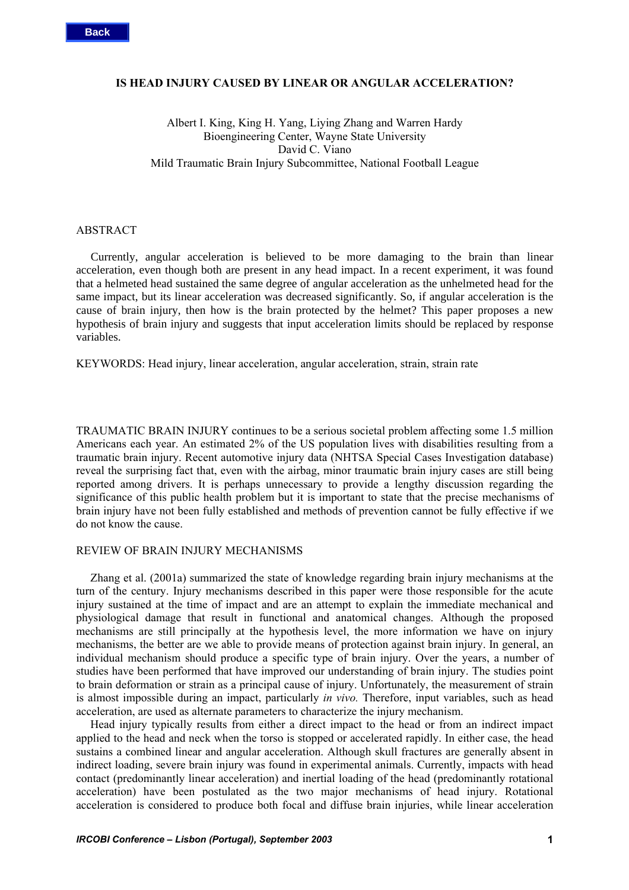# IS HEAD INJURY CAUSED BY LINEAR OR ANGULAR ACCELERATION?

Albert I. King, King H. Yang, Liying Zhang and Warren Hardy
Bioengineering Center, Wayne State University
David C. Viano
Mild Traumatic Brain Injury Subcommittee, National Football League

## ABSTRACT

Currently, angular acceleration is believed to be more damaging to the brain than linear acceleration, even though both are present in any head impact. In a recent experiment, it was found that a helmeted head sustained the same degree of angular acceleration as the unhelmeted head for the same impact, but its linear acceleration was decreased significantly. So, if angular acceleration is the cause of brain injury, then how is the brain protected by the helmet? This paper proposes a new hypothesis of brain injury and suggests that input acceleration limits should be replaced by response variables.

KEYWORDS: Head injury, linear acceleration, angular acceleration, strain, strain rate

TRAUMATIC BRAIN INJURY continues to be a serious societal problem affecting some 1.5 million Americans each year. An estimated 2% of the US population lives with disabilities resulting from a traumatic brain injury. Recent automotive injury data (NHTSA Special Cases Investigation database) reveal the surprising fact that, even with the airbag, minor traumatic brain injury cases are still being reported among drivers. It is perhaps unnecessary to provide a lengthy discussion regarding the significance of this public health problem but it is important to state that the precise mechanisms of brain injury have not been fully established and methods of prevention cannot be fully effective if we do not know the cause.

## REVIEW OF BRAIN INJURY MECHANISMS

Zhang et al. (2001a) summarized the state of knowledge regarding brain injury mechanisms at the turn of the century. Injury mechanisms described in this paper were those responsible for the acute injury sustained at the time of impact and are an attempt to explain the immediate mechanical and physiological damage that result in functional and anatomical changes. Although the proposed mechanisms are still principally at the hypothesis level, the more information we have on injury mechanisms, the better are we able to provide means of protection against brain injury. In general, an individual mechanism should produce a specific type of brain injury. Over the years, a number of studies have been performed that have improved our understanding of brain injury. The studies point to brain deformation or strain as a principal cause of injury. Unfortunately, the measurement of strain is almost impossible during an impact, particularly *in vivo.* Therefore, input variables, such as head acceleration, are used as alternate parameters to characterize the injury mechanism.

Head injury typically results from either a direct impact to the head or from an indirect impact applied to the head and neck when the torso is stopped or accelerated rapidly. In either case, the head sustains a combined linear and angular acceleration. Although skull fractures are generally absent in indirect loading, severe brain injury was found in experimental animals. Currently, impacts with head contact (predominantly linear acceleration) and inertial loading of the head (predominantly rotational acceleration) have been postulated as the two major mechanisms of head injury. Rotational acceleration is considered to produce both focal and diffuse brain injuries, while linear acceleration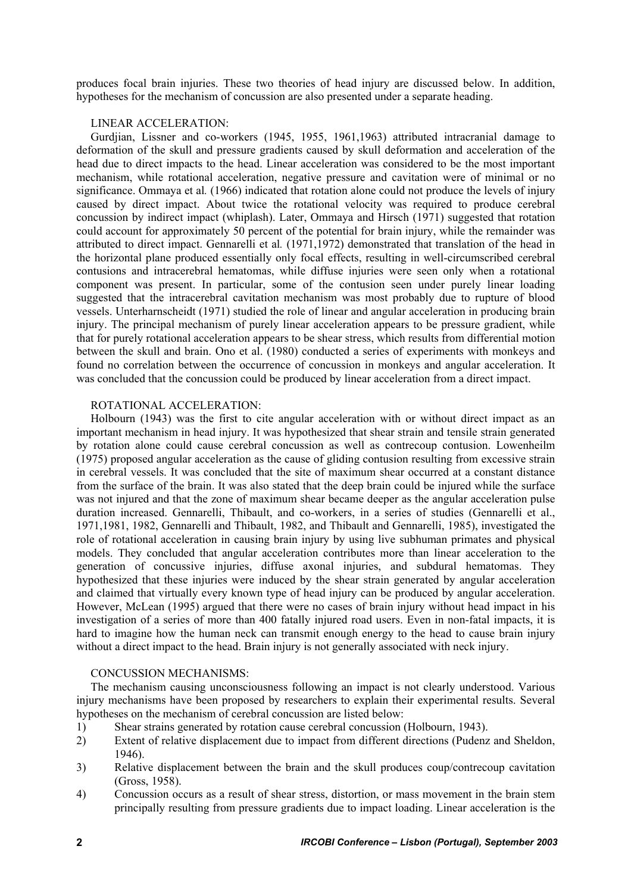produces focal brain injuries. These two theories of head injury are discussed below. In addition, hypotheses for the mechanism of concussion are also presented under a separate heading.

### LINEAR ACCELERATION:

Gurdjian, Lissner and co-workers (1945, 1955, 1961,1963) attributed intracranial damage to deformation of the skull and pressure gradients caused by skull deformation and acceleration of the head due to direct impacts to the head. Linear acceleration was considered to be the most important mechanism, while rotational acceleration, negative pressure and cavitation were of minimal or no significance. Ommaya et al*.* (1966) indicated that rotation alone could not produce the levels of injury caused by direct impact. About twice the rotational velocity was required to produce cerebral concussion by indirect impact (whiplash). Later, Ommaya and Hirsch (1971) suggested that rotation could account for approximately 50 percent of the potential for brain injury, while the remainder was attributed to direct impact. Gennarelli et al*.* (1971,1972) demonstrated that translation of the head in the horizontal plane produced essentially only focal effects, resulting in well-circumscribed cerebral contusions and intracerebral hematomas, while diffuse injuries were seen only when a rotational component was present. In particular, some of the contusion seen under purely linear loading suggested that the intracerebral cavitation mechanism was most probably due to rupture of blood vessels. Unterharnscheidt (1971) studied the role of linear and angular acceleration in producing brain injury. The principal mechanism of purely linear acceleration appears to be pressure gradient, while that for purely rotational acceleration appears to be shear stress, which results from differential motion between the skull and brain. Ono et al. (1980) conducted a series of experiments with monkeys and found no correlation between the occurrence of concussion in monkeys and angular acceleration. It was concluded that the concussion could be produced by linear acceleration from a direct impact.

### ROTATIONAL ACCELERATION:

Holbourn (1943) was the first to cite angular acceleration with or without direct impact as an important mechanism in head injury. It was hypothesized that shear strain and tensile strain generated by rotation alone could cause cerebral concussion as well as contrecoup contusion. Lowenheilm (1975) proposed angular acceleration as the cause of gliding contusion resulting from excessive strain in cerebral vessels. It was concluded that the site of maximum shear occurred at a constant distance from the surface of the brain. It was also stated that the deep brain could be injured while the surface was not injured and that the zone of maximum shear became deeper as the angular acceleration pulse duration increased. Gennarelli, Thibault, and co-workers, in a series of studies (Gennarelli et al., 1971,1981, 1982, Gennarelli and Thibault, 1982, and Thibault and Gennarelli, 1985), investigated the role of rotational acceleration in causing brain injury by using live subhuman primates and physical models. They concluded that angular acceleration contributes more than linear acceleration to the generation of concussive injuries, diffuse axonal injuries, and subdural hematomas. They hypothesized that these injuries were induced by the shear strain generated by angular acceleration and claimed that virtually every known type of head injury can be produced by angular acceleration. However, McLean (1995) argued that there were no cases of brain injury without head impact in his investigation of a series of more than 400 fatally injured road users. Even in non-fatal impacts, it is hard to imagine how the human neck can transmit enough energy to the head to cause brain injury without a direct impact to the head. Brain injury is not generally associated with neck injury.

### CONCUSSION MECHANISMS:

The mechanism causing unconsciousness following an impact is not clearly understood. Various injury mechanisms have been proposed by researchers to explain their experimental results. Several hypotheses on the mechanism of cerebral concussion are listed below:

1) Shear strains generated by rotation cause cerebral concussion (Holbourn, 1943).
2) Extent of relative displacement due to impact from different directions (Pudenz and Sheldon, 1946).
3) Relative displacement between the brain and the skull produces coup/contrecoup cavitation (Gross, 1958).
4) Concussion occurs as a result of shear stress, distortion, or mass movement in the brain stem principally resulting from pressure gradients due to impact loading. Linear acceleration is the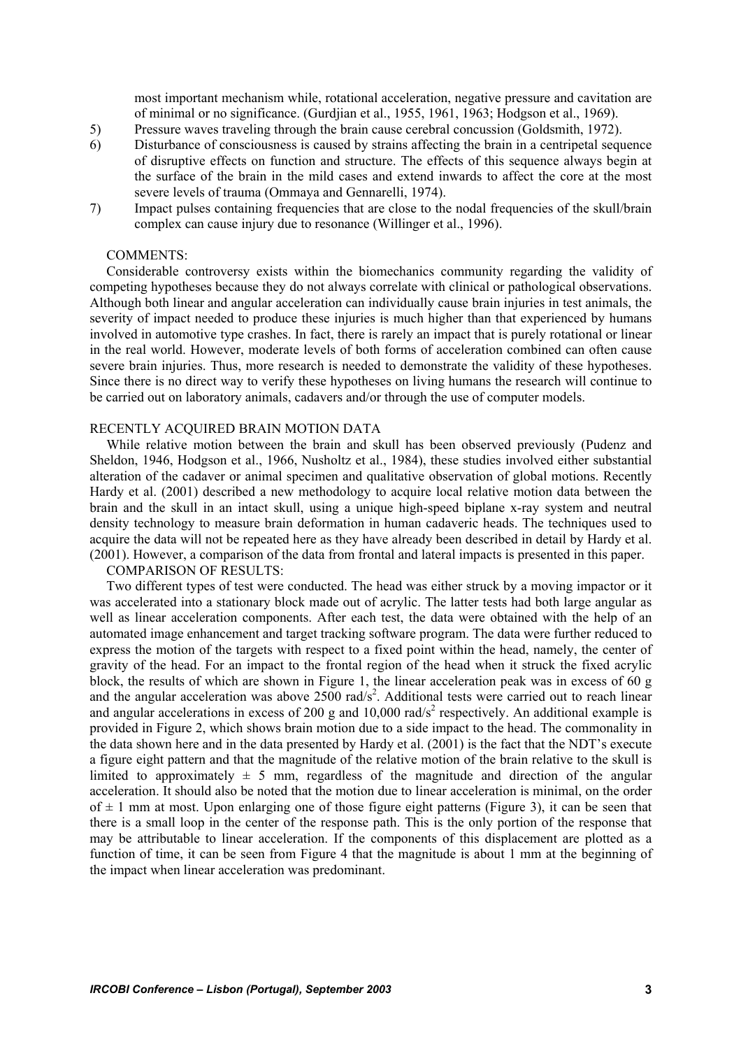most important mechanism while, rotational acceleration, negative pressure and cavitation are of minimal or no significance. (Gurdjian et al., 1955, 1961, 1963; Hodgson et al., 1969).

5) Pressure waves traveling through the brain cause cerebral concussion (Goldsmith, 1972).
6) Disturbance of consciousness is caused by strains affecting the brain in a centripetal sequence of disruptive effects on function and structure. The effects of this sequence always begin at the surface of the brain in the mild cases and extend inwards to affect the core at the most severe levels of trauma (Ommaya and Gennarelli, 1974).
7) Impact pulses containing frequencies that are close to the nodal frequencies of the skull/brain complex can cause injury due to resonance (Willinger et al., 1996).

COMMENTS:

Considerable controversy exists within the biomechanics community regarding the validity of competing hypotheses because they do not always correlate with clinical or pathological observations. Although both linear and angular acceleration can individually cause brain injuries in test animals, the severity of impact needed to produce these injuries is much higher than that experienced by humans involved in automotive type crashes. In fact, there is rarely an impact that is purely rotational or linear in the real world. However, moderate levels of both forms of acceleration combined can often cause severe brain injuries. Thus, more research is needed to demonstrate the validity of these hypotheses. Since there is no direct way to verify these hypotheses on living humans the research will continue to be carried out on laboratory animals, cadavers and/or through the use of computer models.

## RECENTLY ACQUIRED BRAIN MOTION DATA

While relative motion between the brain and skull has been observed previously (Pudenz and Sheldon, 1946, Hodgson et al., 1966, Nusholtz et al., 1984), these studies involved either substantial alteration of the cadaver or animal specimen and qualitative observation of global motions. Recently Hardy et al. (2001) described a new methodology to acquire local relative motion data between the brain and the skull in an intact skull, using a unique high-speed biplane x-ray system and neutral density technology to measure brain deformation in human cadaveric heads. The techniques used to acquire the data will not be repeated here as they have already been described in detail by Hardy et al. (2001). However, a comparison of the data from frontal and lateral impacts is presented in this paper.

COMPARISON OF RESULTS:

Two different types of test were conducted. The head was either struck by a moving impactor or it was accelerated into a stationary block made out of acrylic. The latter tests had both large angular as well as linear acceleration components. After each test, the data were obtained with the help of an automated image enhancement and target tracking software program. The data were further reduced to express the motion of the targets with respect to a fixed point within the head, namely, the center of gravity of the head. For an impact to the frontal region of the head when it struck the fixed acrylic block, the results of which are shown in Figure 1, the linear acceleration peak was in excess of 60 g and the angular acceleration was above 2500 rad/s$^2$. Additional tests were carried out to reach linear and angular accelerations in excess of 200 g and 10,000 rad/s$^2$ respectively. An additional example is provided in Figure 2, which shows brain motion due to a side impact to the head. The commonality in the data shown here and in the data presented by Hardy et al. (2001) is the fact that the NDT's execute a figure eight pattern and that the magnitude of the relative motion of the brain relative to the skull is limited to approximately $\pm$ 5 mm, regardless of the magnitude and direction of the angular acceleration. It should also be noted that the motion due to linear acceleration is minimal, on the order of $\pm$ 1 mm at most. Upon enlarging one of those figure eight patterns (Figure 3), it can be seen that there is a small loop in the center of the response path. This is the only portion of the response that may be attributable to linear acceleration. If the components of this displacement are plotted as a function of time, it can be seen from Figure 4 that the magnitude is about 1 mm at the beginning of the impact when linear acceleration was predominant.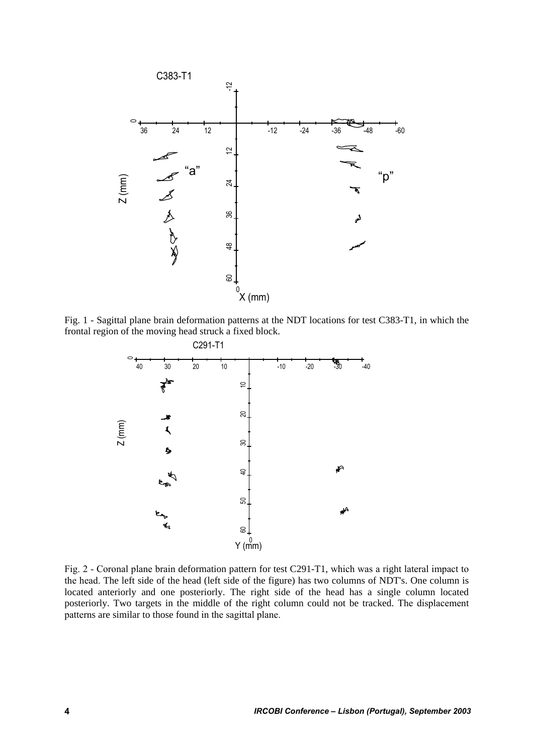Fig. 1 - Sagittal plane brain deformation patterns at the NDT locations for test C383-T1, in which the frontal region of the moving head struck a fixed block.

Fig. 2 - Coronal plane brain deformation pattern for test C291-T1, which was a right lateral impact to the head. The left side of the head (left side of the figure) has two columns of NDT's. One column is located anteriorly and one posteriorly. The right side of the head has a single column located posteriorly. Two targets in the middle of the right column could not be tracked. The displacement patterns are similar to those found in the sagittal plane.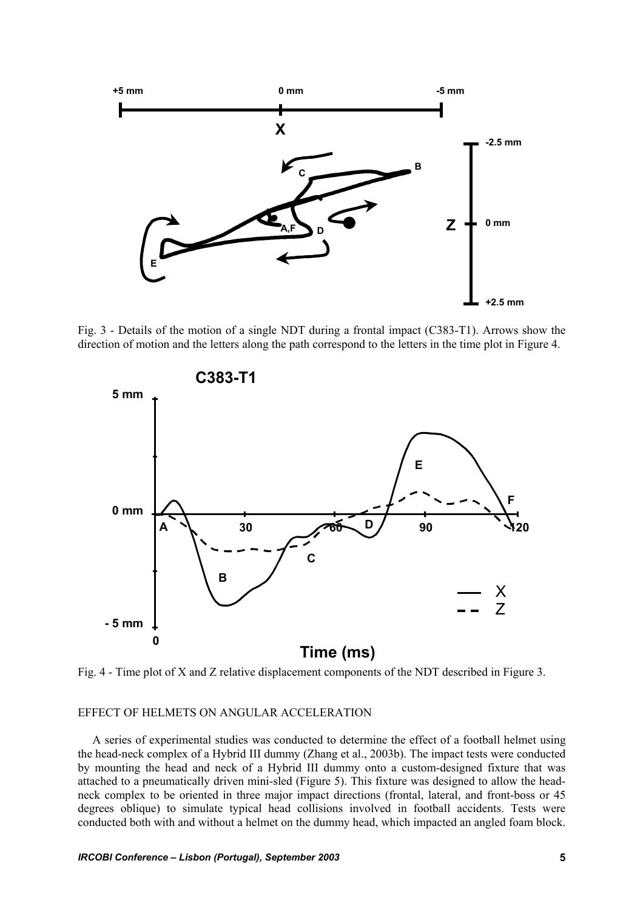Fig. 3 - Details of the motion of a single NDT during a frontal impact (C383-T1). Arrows show the direction of motion and the letters along the path correspond to the letters in the time plot in Figure 4.

Fig. 4 - Time plot of X and Z relative displacement components of the NDT described in Figure 3.

EFFECT OF HELMETS ON ANGULAR ACCELERATION

A series of experimental studies was conducted to determine the effect of a football helmet using the head-neck complex of a Hybrid III dummy (Zhang et al., 2003b). The impact tests were conducted by mounting the head and neck of a Hybrid III dummy onto a custom-designed fixture that was attached to a pneumatically driven mini-sled (Figure 5). This fixture was designed to allow the head-neck complex to be oriented in three major impact directions (frontal, lateral, and front-boss or 45 degrees oblique) to simulate typical head collisions involved in football accidents. Tests were conducted both with and without a helmet on the dummy head, which impacted an angled foam block.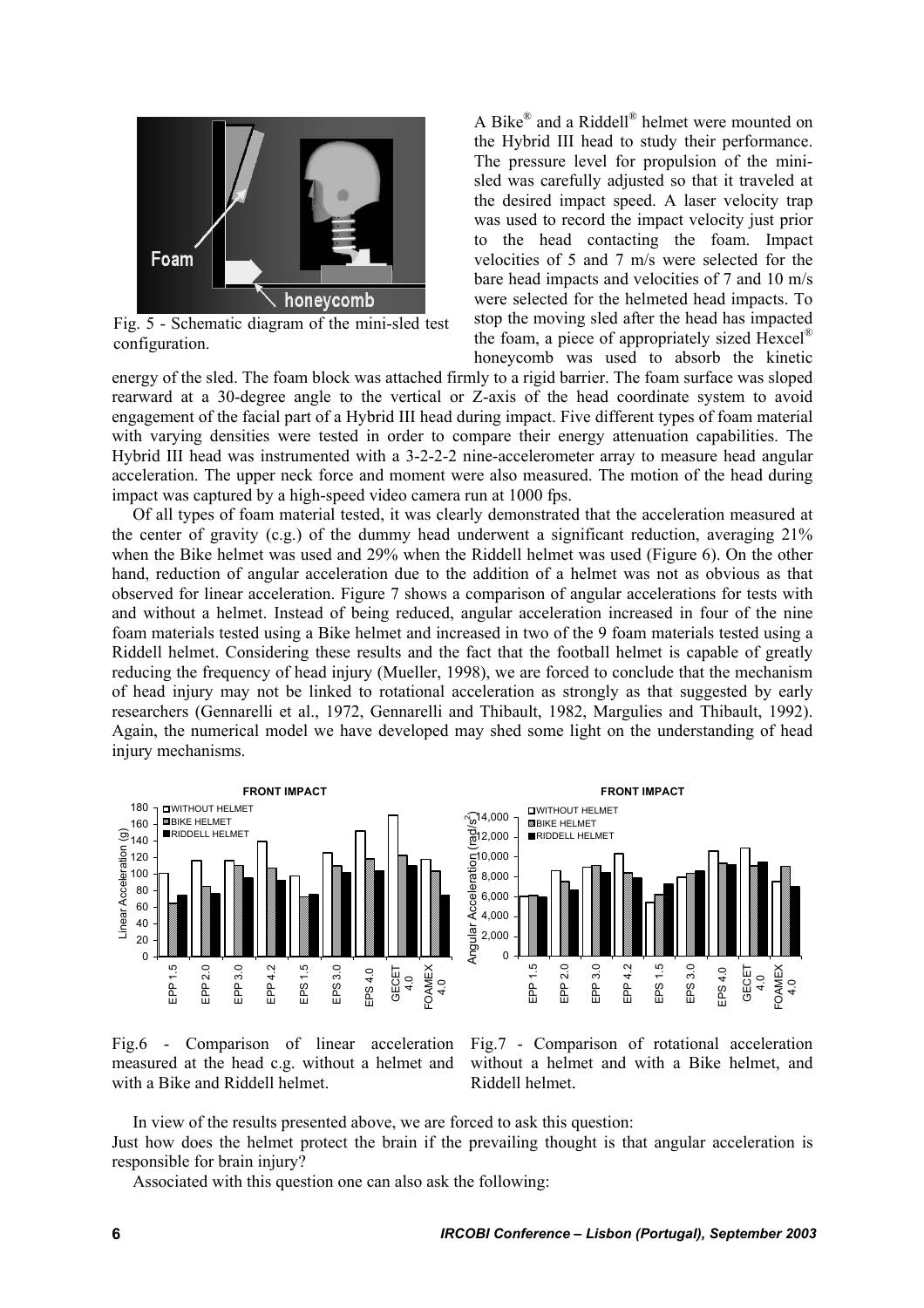Fig. 5 - Schematic diagram of the mini-sled test configuration.

A Bike® and a Riddell® helmet were mounted on the Hybrid III head to study their performance. The pressure level for propulsion of the mini-sled was carefully adjusted so that it traveled at the desired impact speed. A laser velocity trap was used to record the impact velocity just prior to the head contacting the foam. Impact velocities of 5 and 7 m/s were selected for the bare head impacts and velocities of 7 and 10 m/s were selected for the helmeted head impacts. To stop the moving sled after the head has impacted the foam, a piece of appropriately sized Hexcel® honeycomb was used to absorb the kinetic energy of the sled. The foam block was attached firmly to a rigid barrier. The foam surface was sloped rearward at a 30-degree angle to the vertical or Z-axis of the head coordinate system to avoid engagement of the facial part of a Hybrid III head during impact. Five different types of foam material with varying densities were tested in order to compare their energy attenuation capabilities. The Hybrid III head was instrumented with a 3-2-2-2 nine-accelerometer array to measure head angular acceleration. The upper neck force and moment were also measured. The motion of the head during impact was captured by a high-speed video camera run at 1000 fps.

Of all types of foam material tested, it was clearly demonstrated that the acceleration measured at the center of gravity (c.g.) of the dummy head underwent a significant reduction, averaging 21% when the Bike helmet was used and 29% when the Riddell helmet was used (Figure 6). On the other hand, reduction of angular acceleration due to the addition of a helmet was not as obvious as that observed for linear acceleration. Figure 7 shows a comparison of angular accelerations for tests with and without a helmet. Instead of being reduced, angular acceleration increased in four of the nine foam materials tested using a Bike helmet and increased in two of the 9 foam materials tested using a Riddell helmet. Considering these results and the fact that the football helmet is capable of greatly reducing the frequency of head injury (Mueller, 1998), we are forced to conclude that the mechanism of head injury may not be linked to rotational acceleration as strongly as that suggested by early researchers (Gennarelli et al., 1972, Gennarelli and Thibault, 1982, Margulies and Thibault, 1992). Again, the numerical model we have developed may shed some light on the understanding of head injury mechanisms.

Fig.6 - Comparison of linear acceleration measured at the head c.g. without a helmet and with a Bike and Riddell helmet.

Fig.7 - Comparison of rotational acceleration without a helmet and with a Bike helmet, and Riddell helmet.

In view of the results presented above, we are forced to ask this question:

Just how does the helmet protect the brain if the prevailing thought is that angular acceleration is responsible for brain injury?

Associated with this question one can also ask the following: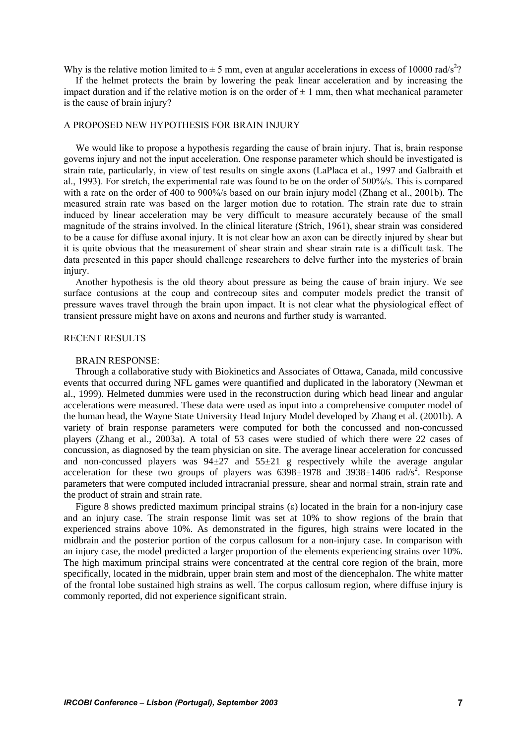Why is the relative motion limited to $\pm$ 5 mm, even at angular accelerations in excess of 10000 rad/s$^2$?

If the helmet protects the brain by lowering the peak linear acceleration and by increasing the impact duration and if the relative motion is on the order of $\pm$ 1 mm, then what mechanical parameter is the cause of brain injury?

## A PROPOSED NEW HYPOTHESIS FOR BRAIN INJURY

We would like to propose a hypothesis regarding the cause of brain injury. That is, brain response governs injury and not the input acceleration. One response parameter which should be investigated is strain rate, particularly, in view of test results on single axons (LaPlaca et al., 1997 and Galbraith et al., 1993). For stretch, the experimental rate was found to be on the order of 500%/s. This is compared with a rate on the order of 400 to 900%/s based on our brain injury model (Zhang et al., 2001b). The measured strain rate was based on the larger motion due to rotation. The strain rate due to strain induced by linear acceleration may be very difficult to measure accurately because of the small magnitude of the strains involved. In the clinical literature (Strich, 1961), shear strain was considered to be a cause for diffuse axonal injury. It is not clear how an axon can be directly injured by shear but it is quite obvious that the measurement of shear strain and shear strain rate is a difficult task. The data presented in this paper should challenge researchers to delve further into the mysteries of brain injury.

Another hypothesis is the old theory about pressure as being the cause of brain injury. We see surface contusions at the coup and contrecoup sites and computer models predict the transit of pressure waves travel through the brain upon impact. It is not clear what the physiological effect of transient pressure might have on axons and neurons and further study is warranted.

## RECENT RESULTS

### BRAIN RESPONSE:

Through a collaborative study with Biokinetics and Associates of Ottawa, Canada, mild concussive events that occurred during NFL games were quantified and duplicated in the laboratory (Newman et al., 1999). Helmeted dummies were used in the reconstruction during which head linear and angular accelerations were measured. These data were used as input into a comprehensive computer model of the human head, the Wayne State University Head Injury Model developed by Zhang et al. (2001b). A variety of brain response parameters were computed for both the concussed and non-concussed players (Zhang et al., 2003a). A total of 53 cases were studied of which there were 22 cases of concussion, as diagnosed by the team physician on site. The average linear acceleration for concussed and non-concussed players was 94$\pm$27 and 55$\pm$21 g respectively while the average angular acceleration for these two groups of players was 6398$\pm$1978 and 3938$\pm$1406 rad/s$^2$. Response parameters that were computed included intracranial pressure, shear and normal strain, strain rate and the product of strain and strain rate.

Figure 8 shows predicted maximum principal strains ($\varepsilon$) located in the brain for a non-injury case and an injury case. The strain response limit was set at 10% to show regions of the brain that experienced strains above 10%. As demonstrated in the figures, high strains were located in the midbrain and the posterior portion of the corpus callosum for a non-injury case. In comparison with an injury case, the model predicted a larger proportion of the elements experiencing strains over 10%. The high maximum principal strains were concentrated at the central core region of the brain, more specifically, located in the midbrain, upper brain stem and most of the diencephalon. The white matter of the frontal lobe sustained high strains as well. The corpus callosum region, where diffuse injury is commonly reported, did not experience significant strain.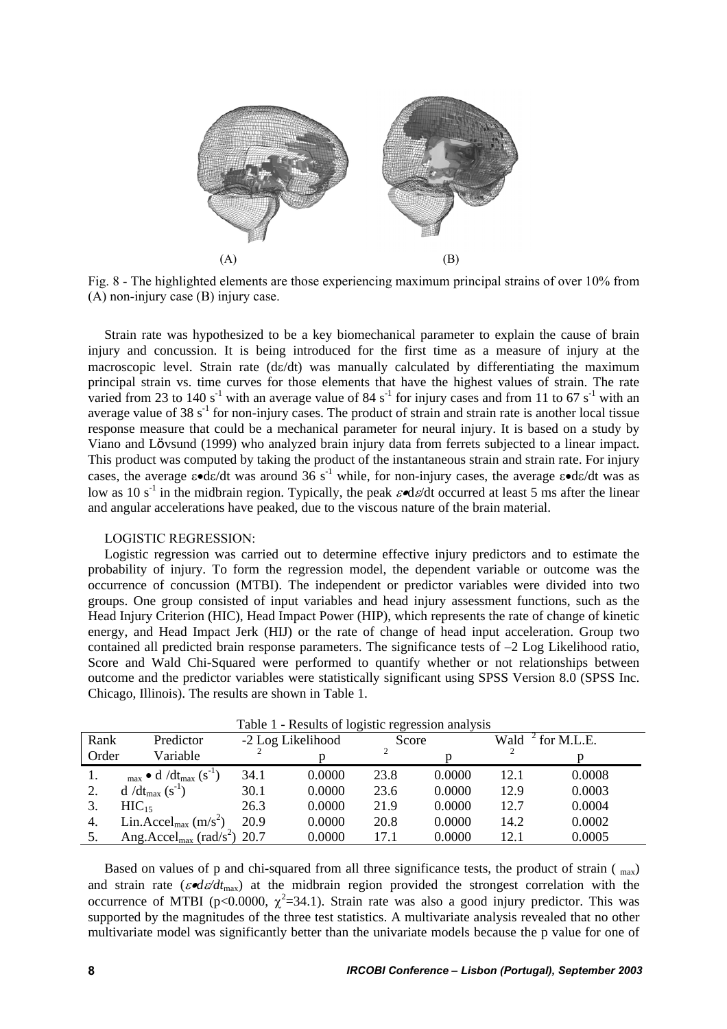(A) (B)

Fig. 8 - The highlighted elements are those experiencing maximum principal strains of over 10% from (A) non-injury case (B) injury case.

Strain rate was hypothesized to be a key biomechanical parameter to explain the cause of brain injury and concussion. It is being introduced for the first time as a measure of injury at the macroscopic level. Strain rate (dε/dt) was manually calculated by differentiating the maximum principal strain vs. time curves for those elements that have the highest values of strain. The rate varied from 23 to 140 $s^{-1}$ with an average value of 84 $s^{-1}$ for injury cases and from 11 to 67 $s^{-1}$ with an average value of 38 $s^{-1}$ for non-injury cases. The product of strain and strain rate is another local tissue response measure that could be a mechanical parameter for neural injury. It is based on a study by Viano and Lövsund (1999) who analyzed brain injury data from ferrets subjected to a linear impact. This product was computed by taking the product of the instantaneous strain and strain rate. For injury cases, the average ε•dε/dt was around 36 $s^{-1}$ while, for non-injury cases, the average ε•dε/dt was as low as 10 $s^{-1}$ in the midbrain region. Typically, the peak $\varepsilon \bullet d\varepsilon/dt$ occurred at least 5 ms after the linear and angular accelerations have peaked, due to the viscous nature of the brain material.

LOGISTIC REGRESSION:

Logistic regression was carried out to determine effective injury predictors and to estimate the probability of injury. To form the regression model, the dependent variable or outcome was the occurrence of concussion (MTBI). The independent or predictor variables were divided into two groups. One group consisted of input variables and head injury assessment functions, such as the Head Injury Criterion (HIC), Head Impact Power (HIP), which represents the rate of change of kinetic energy, and Head Impact Jerk (HIJ) or the rate of change of head input acceleration. Group two contained all predicted brain response parameters. The significance tests of –2 Log Likelihood ratio, Score and Wald Chi-Squared were performed to quantify whether or not relationships between outcome and the predictor variables were statistically significant using SPSS Version 8.0 (SPSS Inc. Chicago, Illinois). The results are shown in Table 1.

Table 1 - Results of logistic regression analysis

| Rank Order | Predictor Variable | -2 Log Likelihood | | Score | | Wald $\chi^2$ for M.L.E. | |
|---|---|---|---|---|---|---|---|
| | | $\chi^2$ | p | $\chi^2$ | p | $\chi^2$ | p |
| 1. | $\varepsilon_{max} \bullet d\varepsilon/dt_{max}$ ($s^{-1}$) | 34.1 | 0.0000 | 23.8 | 0.0000 | 12.1 | 0.0008 |
| 2. | $d\varepsilon/dt_{max}$ ($s^{-1}$) | 30.1 | 0.0000 | 23.6 | 0.0000 | 12.9 | 0.0003 |
| 3. | $HIC_{15}$ | 26.3 | 0.0000 | 21.9 | 0.0000 | 12.7 | 0.0004 |
| 4. | Lin.Accel$_{max}$ ($m/s^2$) | 20.9 | 0.0000 | 20.8 | 0.0000 | 14.2 | 0.0002 |
| 5. | Ang.Accel$_{max}$ ($rad/s^2$) | 20.7 | 0.0000 | 17.1 | 0.0000 | 12.1 | 0.0005 |

Based on values of p and chi-squared from all three significance tests, the product of strain ($\varepsilon_{max}$) and strain rate ($\varepsilon \bullet d\varepsilon/dt_{max}$) at the midbrain region provided the strongest correlation with the occurrence of MTBI ($p<0.0000$, $\chi^2=34.1$). Strain rate was also a good injury predictor. This was supported by the magnitudes of the three test statistics. A multivariate analysis revealed that no other multivariate model was significantly better than the univariate models because the p value for one of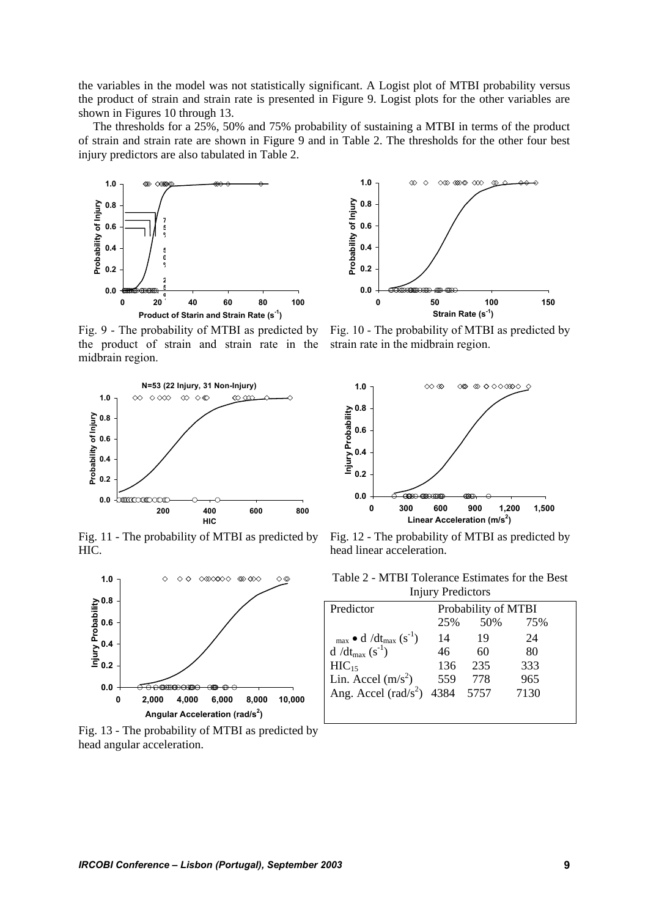the variables in the model was not statistically significant. A Logist plot of MTBI probability versus the product of strain and strain rate is presented in Figure 9. Logist plots for the other variables are shown in Figures 10 through 13.

The thresholds for a 25%, 50% and 75% probability of sustaining a MTBI in terms of the product of strain and strain rate are shown in Figure 9 and in Table 2. The thresholds for the other four best injury predictors are also tabulated in Table 2.

Fig. 9 - The probability of MTBI as predicted by the product of strain and strain rate in the midbrain region.

Fig. 10 - The probability of MTBI as predicted by strain rate in the midbrain region.

Fig. 11 - The probability of MTBI as predicted by HIC.

Fig. 12 - The probability of MTBI as predicted by head linear acceleration.

Fig. 13 - The probability of MTBI as predicted by head angular acceleration.

Table 2 - MTBI Tolerance Estimates for the Best Injury Predictors

| Predictor | Probability of MTBI | | |
|---|---|---|---|
| | 25% | 50% | 75% |
| $_{max} \bullet d\ /dt_{max}$ ($s^{-1}$) | 14 | 19 | 24 |
| $d\ /dt_{max}$ ($s^{-1}$) | 46 | 60 | 80 |
| $HIC_{15}$ | 136 | 235 | 333 |
| Lin. Accel ($m/s^2$) | 559 | 778 | 965 |
| Ang. Accel ($rad/s^2$) | 4384 | 5757 | 7130 |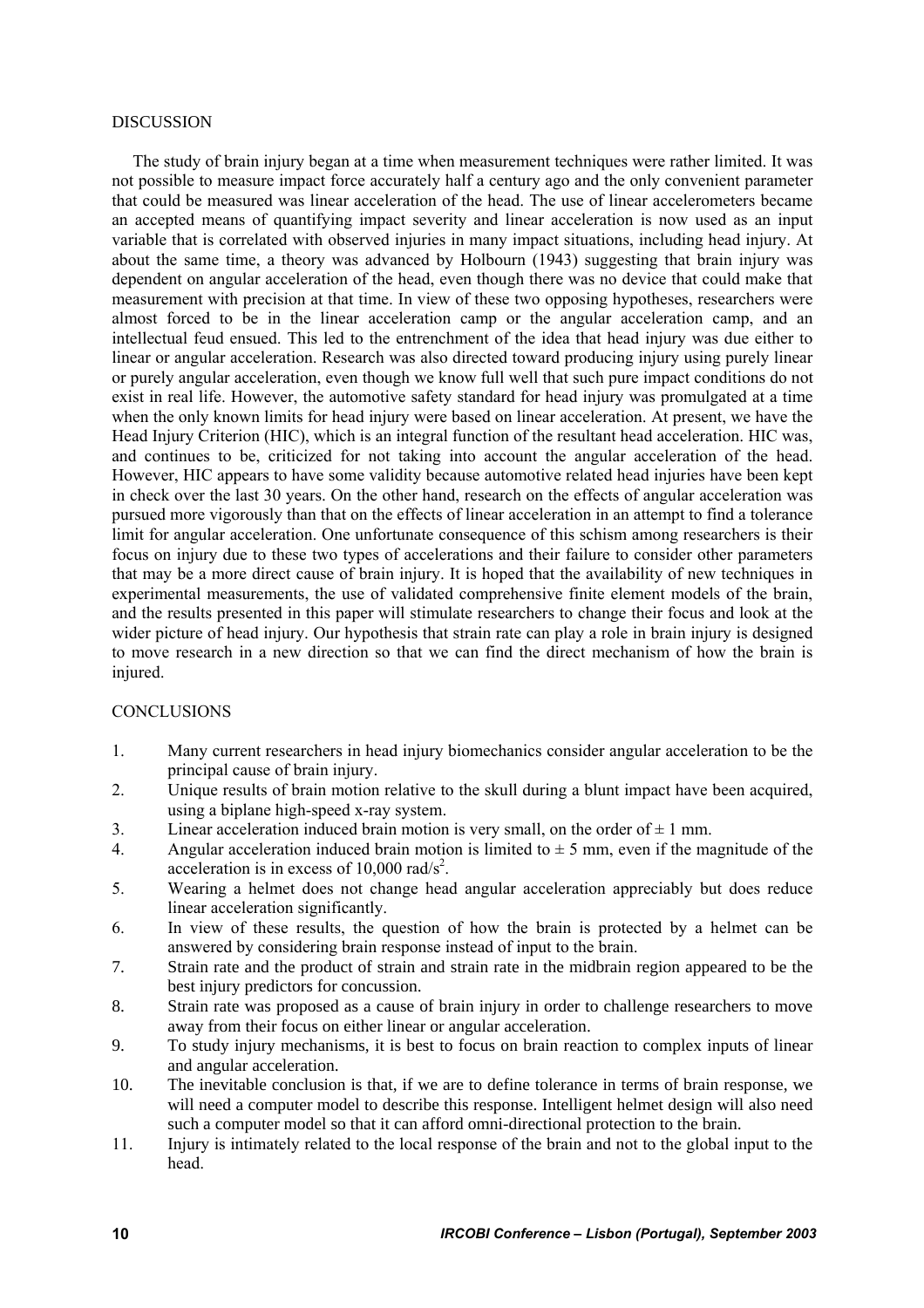## DISCUSSION

The study of brain injury began at a time when measurement techniques were rather limited. It was not possible to measure impact force accurately half a century ago and the only convenient parameter that could be measured was linear acceleration of the head. The use of linear accelerometers became an accepted means of quantifying impact severity and linear acceleration is now used as an input variable that is correlated with observed injuries in many impact situations, including head injury. At about the same time, a theory was advanced by Holbourn (1943) suggesting that brain injury was dependent on angular acceleration of the head, even though there was no device that could make that measurement with precision at that time. In view of these two opposing hypotheses, researchers were almost forced to be in the linear acceleration camp or the angular acceleration camp, and an intellectual feud ensued. This led to the entrenchment of the idea that head injury was due either to linear or angular acceleration. Research was also directed toward producing injury using purely linear or purely angular acceleration, even though we know full well that such pure impact conditions do not exist in real life. However, the automotive safety standard for head injury was promulgated at a time when the only known limits for head injury were based on linear acceleration. At present, we have the Head Injury Criterion (HIC), which is an integral function of the resultant head acceleration. HIC was, and continues to be, criticized for not taking into account the angular acceleration of the head. However, HIC appears to have some validity because automotive related head injuries have been kept in check over the last 30 years. On the other hand, research on the effects of angular acceleration was pursued more vigorously than that on the effects of linear acceleration in an attempt to find a tolerance limit for angular acceleration. One unfortunate consequence of this schism among researchers is their focus on injury due to these two types of accelerations and their failure to consider other parameters that may be a more direct cause of brain injury. It is hoped that the availability of new techniques in experimental measurements, the use of validated comprehensive finite element models of the brain, and the results presented in this paper will stimulate researchers to change their focus and look at the wider picture of head injury. Our hypothesis that strain rate can play a role in brain injury is designed to move research in a new direction so that we can find the direct mechanism of how the brain is injured.

## CONCLUSIONS

1. Many current researchers in head injury biomechanics consider angular acceleration to be the principal cause of brain injury.
2. Unique results of brain motion relative to the skull during a blunt impact have been acquired, using a biplane high-speed x-ray system.
3. Linear acceleration induced brain motion is very small, on the order of $\pm$ 1 mm.
4. Angular acceleration induced brain motion is limited to $\pm$ 5 mm, even if the magnitude of the acceleration is in excess of 10,000 rad/s$^2$.
5. Wearing a helmet does not change head angular acceleration appreciably but does reduce linear acceleration significantly.
6. In view of these results, the question of how the brain is protected by a helmet can be answered by considering brain response instead of input to the brain.
7. Strain rate and the product of strain and strain rate in the midbrain region appeared to be the best injury predictors for concussion.
8. Strain rate was proposed as a cause of brain injury in order to challenge researchers to move away from their focus on either linear or angular acceleration.
9. To study injury mechanisms, it is best to focus on brain reaction to complex inputs of linear and angular acceleration.
10. The inevitable conclusion is that, if we are to define tolerance in terms of brain response, we will need a computer model to describe this response. Intelligent helmet design will also need such a computer model so that it can afford omni-directional protection to the brain.
11. Injury is intimately related to the local response of the brain and not to the global input to the head.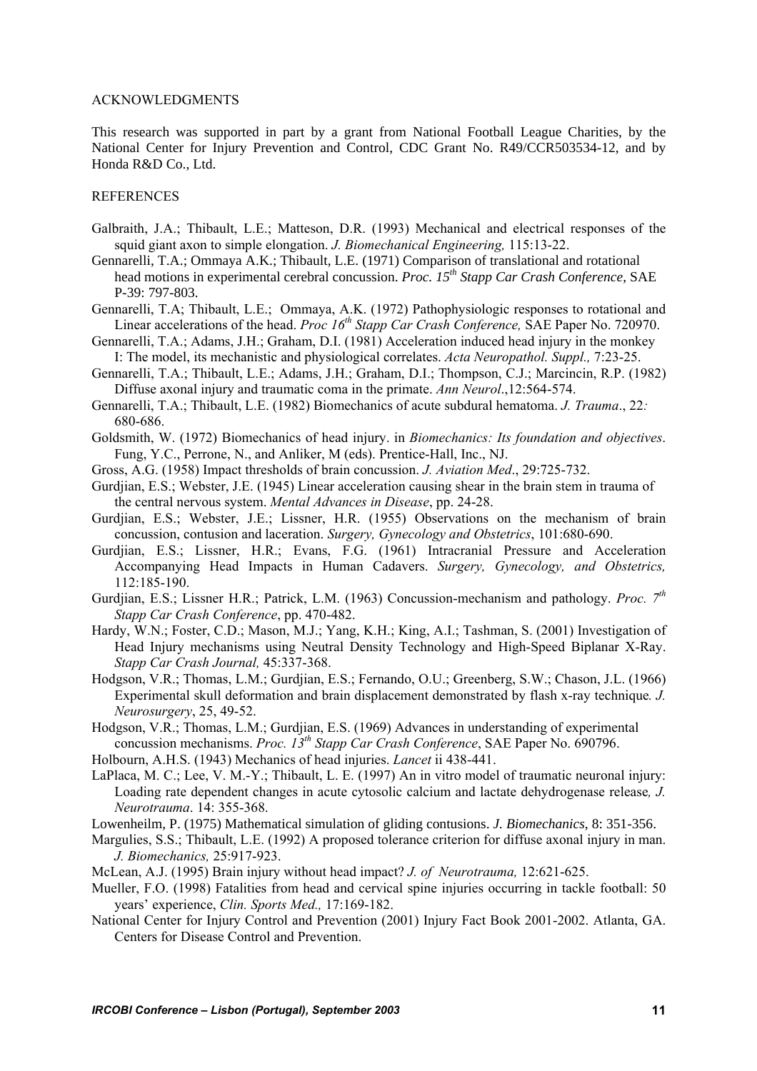## ACKNOWLEDGMENTS

This research was supported in part by a grant from National Football League Charities, by the National Center for Injury Prevention and Control, CDC Grant No. R49/CCR503534-12, and by Honda R&D Co., Ltd.

## REFERENCES

Galbraith, J.A.; Thibault, L.E.; Matteson, D.R. (1993) Mechanical and electrical responses of the squid giant axon to simple elongation. *J. Biomechanical Engineering,* 115:13-22.

Gennarelli, T.A.; Ommaya A.K.; Thibault, L.E. (1971) Comparison of translational and rotational head motions in experimental cerebral concussion. *Proc. 15th Stapp Car Crash Conference*, SAE P-39: 797-803.

Gennarelli, T.A; Thibault, L.E.; Ommaya, A.K. (1972) Pathophysiologic responses to rotational and Linear accelerations of the head. *Proc 16th Stapp Car Crash Conference,* SAE Paper No. 720970.

Gennarelli, T.A.; Adams, J.H.; Graham, D.I. (1981) Acceleration induced head injury in the monkey I: The model, its mechanistic and physiological correlates. *Acta Neuropathol. Suppl.,* 7:23-25.

Gennarelli, T.A.; Thibault, L.E.; Adams, J.H.; Graham, D.I.; Thompson, C.J.; Marcincin, R.P. (1982) Diffuse axonal injury and traumatic coma in the primate. *Ann Neurol*.,12:564-574.

Gennarelli, T.A.; Thibault, L.E. (1982) Biomechanics of acute subdural hematoma. *J. Trauma*., 22*:* 680-686.

Goldsmith, W. (1972) Biomechanics of head injury. in *Biomechanics: Its foundation and objectives*. Fung, Y.C., Perrone, N., and Anliker, M (eds). Prentice-Hall, Inc., NJ.

Gross, A.G. (1958) Impact thresholds of brain concussion. *J. Aviation Med*., 29:725-732.

Gurdjian, E.S.; Webster, J.E. (1945) Linear acceleration causing shear in the brain stem in trauma of the central nervous system. *Mental Advances in Disease*, pp. 24-28.

Gurdjian, E.S.; Webster, J.E.; Lissner, H.R. (1955) Observations on the mechanism of brain concussion, contusion and laceration. *Surgery, Gynecology and Obstetrics*, 101:680-690.

Gurdjian, E.S.; Lissner, H.R.; Evans, F.G. (1961) Intracranial Pressure and Acceleration Accompanying Head Impacts in Human Cadavers. *Surgery, Gynecology, and Obstetrics,* 112:185-190.

Gurdjian, E.S.; Lissner H.R.; Patrick, L.M. (1963) Concussion-mechanism and pathology. *Proc. 7th Stapp Car Crash Conference*, pp. 470-482.

Hardy, W.N.; Foster, C.D.; Mason, M.J.; Yang, K.H.; King, A.I.; Tashman, S. (2001) Investigation of Head Injury mechanisms using Neutral Density Technology and High-Speed Biplanar X-Ray. *Stapp Car Crash Journal,* 45:337-368.

Hodgson, V.R.; Thomas, L.M.; Gurdjian, E.S.; Fernando, O.U.; Greenberg, S.W.; Chason, J.L. (1966) Experimental skull deformation and brain displacement demonstrated by flash x-ray technique*. J. Neurosurgery*, 25, 49-52.

Hodgson, V.R.; Thomas, L.M.; Gurdjian, E.S. (1969) Advances in understanding of experimental concussion mechanisms. *Proc. 13th Stapp Car Crash Conference*, SAE Paper No. 690796.

Holbourn, A.H.S. (1943) Mechanics of head injuries. *Lancet* ii 438-441.

LaPlaca, M. C.; Lee, V. M.-Y.; Thibault, L. E. (1997) An in vitro model of traumatic neuronal injury: Loading rate dependent changes in acute cytosolic calcium and lactate dehydrogenase release*, J. Neurotrauma*. 14: 355-368.

Lowenheilm, P. (1975) Mathematical simulation of gliding contusions. *J. Biomechanics*, 8: 351-356.

Margulies, S.S.; Thibault, L.E. (1992) A proposed tolerance criterion for diffuse axonal injury in man. *J. Biomechanics,* 25:917-923.

McLean, A.J. (1995) Brain injury without head impact? *J. of Neurotrauma,* 12:621-625.

Mueller, F.O. (1998) Fatalities from head and cervical spine injuries occurring in tackle football: 50 years' experience, *Clin. Sports Med.,* 17:169-182.

National Center for Injury Control and Prevention (2001) Injury Fact Book 2001-2002. Atlanta, GA. Centers for Disease Control and Prevention.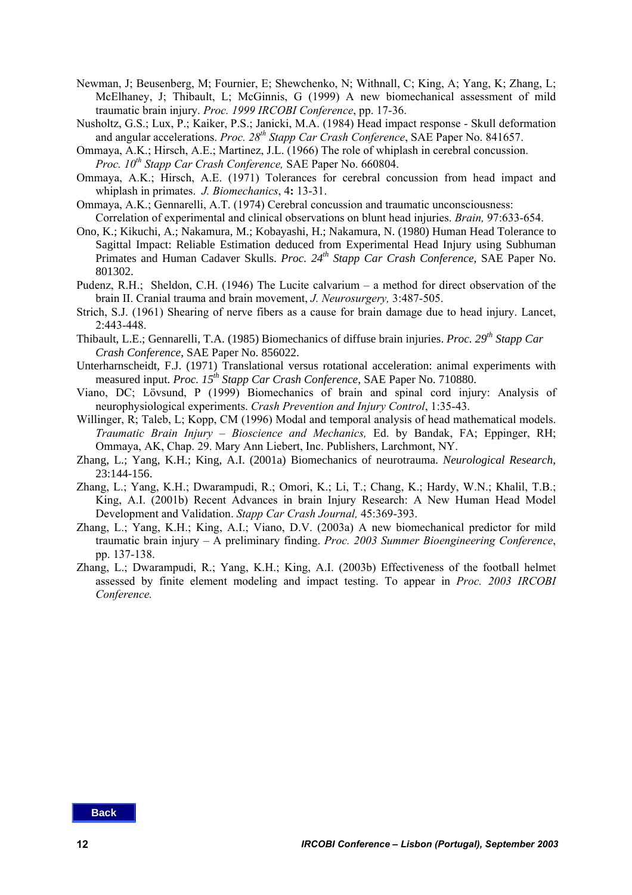Newman, J; Beusenberg, M; Fournier, E; Shewchenko, N; Withnall, C; King, A; Yang, K; Zhang, L; McElhaney, J; Thibault, L; McGinnis, G (1999) A new biomechanical assessment of mild traumatic brain injury. *Proc. 1999 IRCOBI Conference*, pp. 17-36.

Nusholtz, G.S.; Lux, P.; Kaiker, P.S.; Janicki, M.A. (1984) Head impact response - Skull deformation and angular accelerations. *Proc. 28th Stapp Car Crash Conference*, SAE Paper No. 841657.

Ommaya, A.K.; Hirsch, A.E.; Martinez, J.L. (1966) The role of whiplash in cerebral concussion. *Proc. 10th Stapp Car Crash Conference,* SAE Paper No. 660804.

Ommaya, A.K.; Hirsch, A.E. (1971) Tolerances for cerebral concussion from head impact and whiplash in primates. *J. Biomechanics*, 4**:** 13-31.

Ommaya, A.K.; Gennarelli, A.T. (1974) Cerebral concussion and traumatic unconsciousness: Correlation of experimental and clinical observations on blunt head injuries. *Brain,* 97:633-654.

Ono, K.; Kikuchi, A.; Nakamura, M.; Kobayashi, H.; Nakamura, N. (1980) Human Head Tolerance to Sagittal Impact: Reliable Estimation deduced from Experimental Head Injury using Subhuman Primates and Human Cadaver Skulls. *Proc. 24th Stapp Car Crash Conference*, SAE Paper No. 801302.

Pudenz, R.H.; Sheldon, C.H. (1946) The Lucite calvarium – a method for direct observation of the brain II. Cranial trauma and brain movement, *J. Neurosurgery,* 3:487-505.

Strich, S.J. (1961) Shearing of nerve fibers as a cause for brain damage due to head injury. Lancet, 2:443-448.

Thibault, L.E.; Gennarelli, T.A. (1985) Biomechanics of diffuse brain injuries. *Proc. 29th Stapp Car Crash Conference*, SAE Paper No. 856022.

Unterharnscheidt, F.J. (1971) Translational versus rotational acceleration: animal experiments with measured input. *Proc. 15th Stapp Car Crash Conference*, SAE Paper No. 710880.

Viano, DC; Lövsund, P (1999) Biomechanics of brain and spinal cord injury: Analysis of neurophysiological experiments. *Crash Prevention and Injury Control*, 1:35-43.

Willinger, R; Taleb, L; Kopp, CM (1996) Modal and temporal analysis of head mathematical models. *Traumatic Brain Injury – Bioscience and Mechanics,* Ed. by Bandak, FA; Eppinger, RH; Ommaya, AK, Chap. 29. Mary Ann Liebert, Inc. Publishers, Larchmont, NY.

Zhang, L.; Yang, K.H.; King, A.I. (2001a) Biomechanics of neurotrauma. *Neurological Research*, 23:144-156.

Zhang, L.; Yang, K.H.; Dwarampudi, R.; Omori, K.; Li, T.; Chang, K.; Hardy, W.N.; Khalil, T.B.; King, A.I. (2001b) Recent Advances in brain Injury Research: A New Human Head Model Development and Validation. *Stapp Car Crash Journal,* 45:369-393.

Zhang, L.; Yang, K.H.; King, A.I.; Viano, D.V. (2003a) A new biomechanical predictor for mild traumatic brain injury – A preliminary finding. *Proc. 2003 Summer Bioengineering Conference*, pp. 137-138.

Zhang, L.; Dwarampudi, R.; Yang, K.H.; King, A.I. (2003b) Effectiveness of the football helmet assessed by finite element modeling and impact testing. To appear in *Proc. 2003 IRCOBI Conference.*

Back